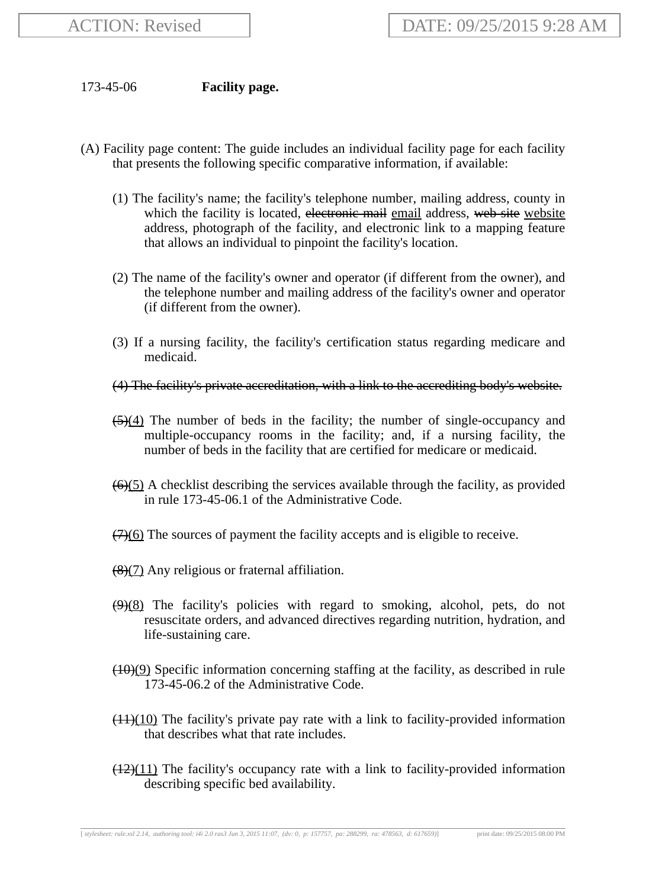173-45-06 **Facility page.**

(A) Facility page content: The guide includes an individual facility page for each facility that presents the following specific comparative information, if available:

(1) The facility's name; the facility's telephone number, mailing address, county in which the facility is located, ~~electronic mail~~ <u>email</u> address, ~~web site~~ <u>website</u> address, photograph of the facility, and electronic link to a mapping feature that allows an individual to pinpoint the facility's location.

(2) The name of the facility's owner and operator (if different from the owner), and the telephone number and mailing address of the facility's owner and operator (if different from the owner).

(3) If a nursing facility, the facility's certification status regarding medicare and medicaid.

~~(4) The facility's private accreditation, with a link to the accrediting body's website.~~

~~(5)~~<u>(4)</u> The number of beds in the facility; the number of single-occupancy and multiple-occupancy rooms in the facility; and, if a nursing facility, the number of beds in the facility that are certified for medicare or medicaid.

~~(6)~~<u>(5)</u> A checklist describing the services available through the facility, as provided in rule 173-45-06.1 of the Administrative Code.

~~(7)~~<u>(6)</u> The sources of payment the facility accepts and is eligible to receive.

~~(8)~~<u>(7)</u> Any religious or fraternal affiliation.

~~(9)~~<u>(8)</u> The facility's policies with regard to smoking, alcohol, pets, do not resuscitate orders, and advanced directives regarding nutrition, hydration, and life-sustaining care.

~~(10)~~<u>(9)</u> Specific information concerning staffing at the facility, as described in rule 173-45-06.2 of the Administrative Code.

~~(11)~~<u>(10)</u> The facility's private pay rate with a link to facility-provided information that describes what that rate includes.

~~(12)~~<u>(11)</u> The facility's occupancy rate with a link to facility-provided information describing specific bed availability.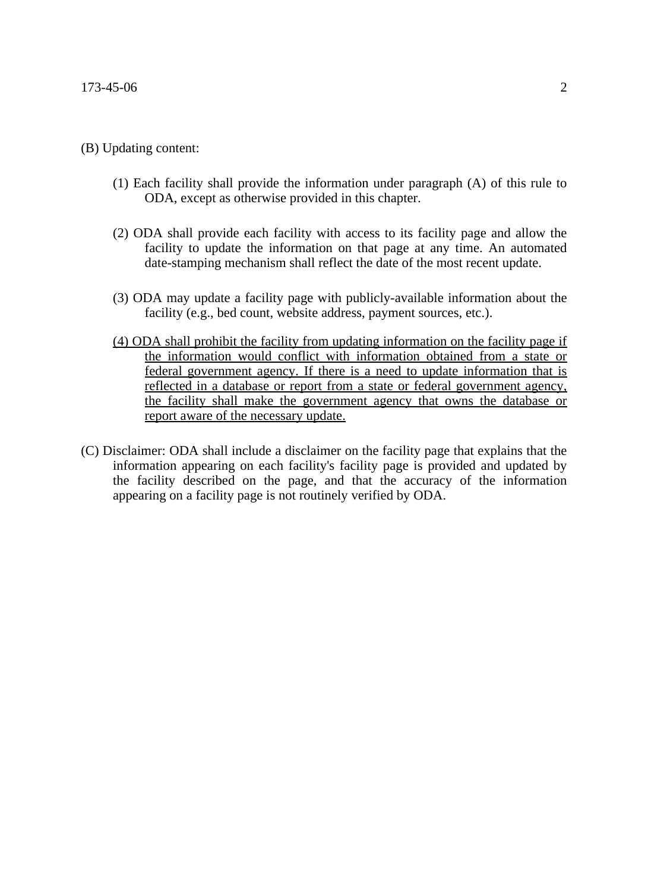(B) Updating content:

(1) Each facility shall provide the information under paragraph (A) of this rule to ODA, except as otherwise provided in this chapter.

(2) ODA shall provide each facility with access to its facility page and allow the facility to update the information on that page at any time. An automated date-stamping mechanism shall reflect the date of the most recent update.

(3) ODA may update a facility page with publicly-available information about the facility (e.g., bed count, website address, payment sources, etc.).

<u>(4) ODA shall prohibit the facility from updating information on the facility page if the information would conflict with information obtained from a state or federal government agency. If there is a need to update information that is reflected in a database or report from a state or federal government agency, the facility shall make the government agency that owns the database or report aware of the necessary update.</u>

(C) Disclaimer: ODA shall include a disclaimer on the facility page that explains that the information appearing on each facility's facility page is provided and updated by the facility described on the page, and that the accuracy of the information appearing on a facility page is not routinely verified by ODA.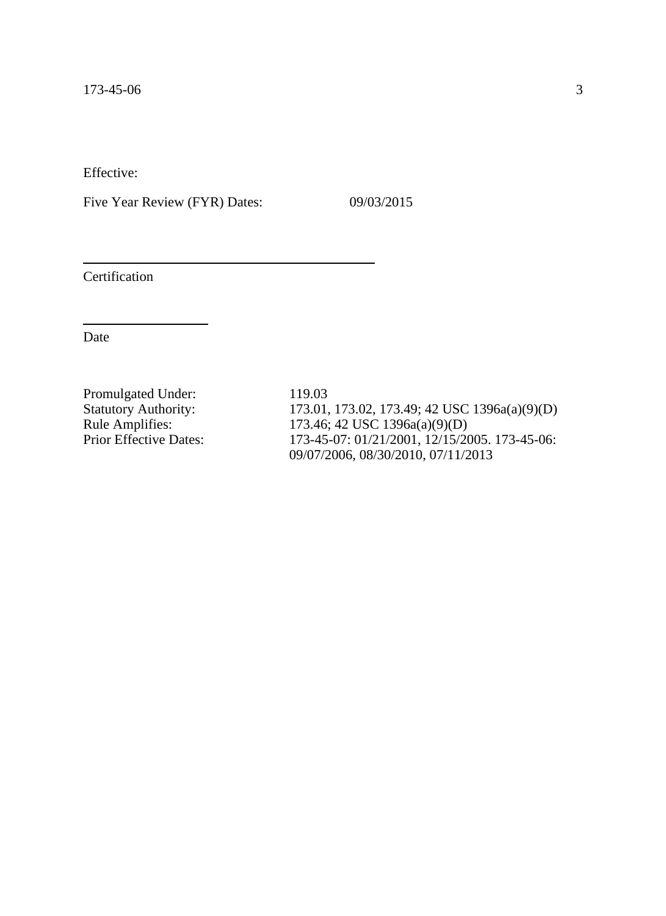Effective:

Five Year Review (FYR) Dates: 09/03/2015

_______________________________________
Certification

________________
Date

| | |
|---|---|
| Promulgated Under: | 119.03 |
| Statutory Authority: | 173.01, 173.02, 173.49; 42 USC 1396a(a)(9)(D) |
| Rule Amplifies: | 173.46; 42 USC 1396a(a)(9)(D) |
| Prior Effective Dates: | 173-45-07: 01/21/2001, 12/15/2005. 173-45-06: 09/07/2006, 08/30/2010, 07/11/2013 |